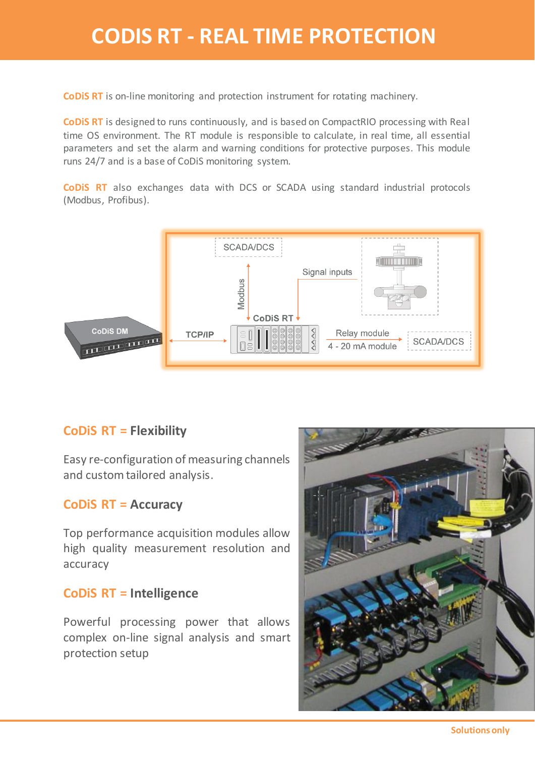# CODIS RT - REAL TIME PROTECTION

**CoDiS RT** is on-line monitoring and protection instrument for rotating machinery.

**CoDiS RT** is designed to runs continuously, and is based on CompactRIO processing with Real time OS environment. The RT module is responsible to calculate, in real time, all essential parameters and set the alarm and warning conditions for protective purposes. This module runs 24/7 and is a base of CoDiS monitoring system.

**CoDiS RT** also exchanges data with DCS or SCADA using standard industrial protocols (Modbus, Profibus).

SCADA/DCS

Modbus

Signal inputs

CoDiS DM

TCP/IP

CoDiS RT

Relay module

4 - 20 mA module

SCADA/DCS

## CoDiS RT = Flexibility

Easy re-configuration of measuring channels and custom tailored analysis.

## CoDiS RT = Accuracy

Top performance acquisition modules allow high quality measurement resolution and accuracy

## CoDiS RT = Intelligence

Powerful processing power that allows complex on-line signal analysis and smart protection setup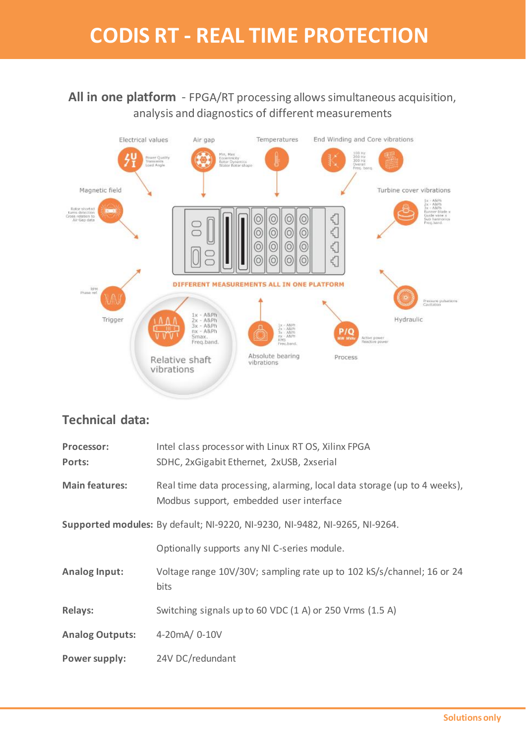# CODIS RT - REAL TIME PROTECTION

**All in one platform** - FPGA/RT processing allows simultaneous acquisition, analysis and diagnostics of different measurements

Electrical values

Power Quality
Transients
Load Angle

Air gap

Min, Max
Eccentricity
Rotor Dynamics
Stator Rotor shape

Temperatures

End Winding and Core vibrations

100 Hz
200 Hz
300 Hz
Overall
Freq. band.

Magnetic field

Rotor shorted turns detection
Cross relation to Air Gap data

Turbine cover vibrations

1x - A&Ph
2x - A&Ph
3x - A&Ph
Runner blade x
Guide vane x
Sub harmonics
Freq.band.

DIFFERENT MEASUREMENTS ALL IN ONE PLATFORM

RPM
Phase ref.

Trigger

1x - A&Ph
2x - A&Ph
3x - A&Ph
nx - A&Ph
Smax.
Freq.band.

Relative shaft vibrations

1x - A&Ph
2x - A&Ph
3x - A&Ph
nx - A&Ph
RMS
Freq.band.

Absolute bearing vibrations

P/Q
MW MVAr

Active power
Reactive power

Process

Pressure pulsations
Cavitation

Hydraulic

## Technical data:

| | |
|---|---|
| **Processor:** | Intel class processor with Linux RT OS, Xilinx FPGA |
| **Ports:** | SDHC, 2xGigabit Ethernet, 2xUSB, 2xserial |
| **Main features:** | Real time data processing, alarming, local data storage (up to 4 weeks), Modbus support, embedded user interface |
| **Supported modules:** | By default; NI-9220, NI-9230, NI-9482, NI-9265, NI-9264. |
| | Optionally supports any NI C-series module. |
| **Analog Input:** | Voltage range 10V/30V; sampling rate up to 102 kS/s/channel; 16 or 24 bits |
| **Relays:** | Switching signals up to 60 VDC (1 A) or 250 Vrms (1.5 A) |
| **Analog Outputs:** | 4-20mA/ 0-10V |
| **Power supply:** | 24V DC/redundant |